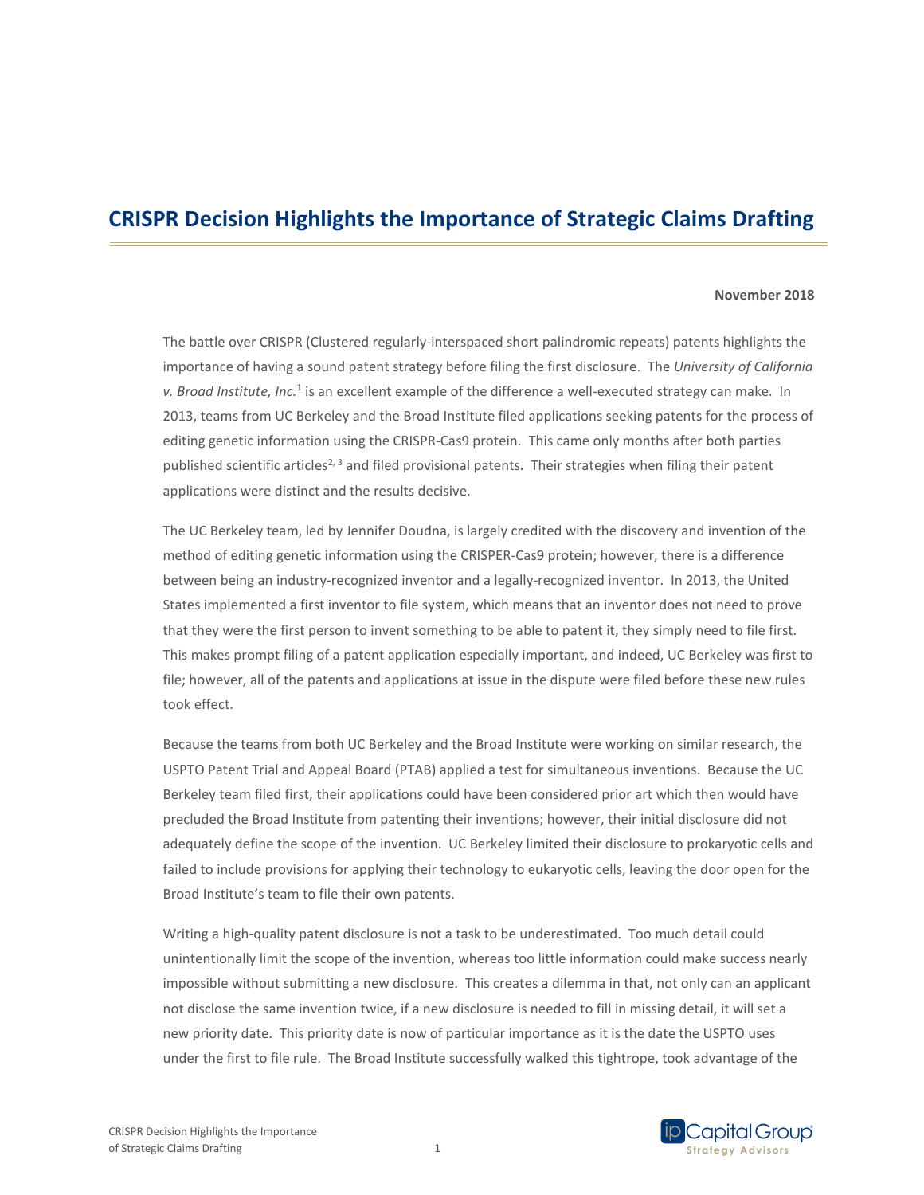# CRISPR Decision Highlights the Importance of Strategic Claims Drafting

**November 2018**

The battle over CRISPR (Clustered regularly-interspaced short palindromic repeats) patents highlights the importance of having a sound patent strategy before filing the first disclosure. The *University of California v. Broad Institute, Inc.*[1] is an excellent example of the difference a well-executed strategy can make. In 2013, teams from UC Berkeley and the Broad Institute filed applications seeking patents for the process of editing genetic information using the CRISPR-Cas9 protein. This came only months after both parties published scientific articles[2, 3] and filed provisional patents. Their strategies when filing their patent applications were distinct and the results decisive.

The UC Berkeley team, led by Jennifer Doudna, is largely credited with the discovery and invention of the method of editing genetic information using the CRISPER-Cas9 protein; however, there is a difference between being an industry-recognized inventor and a legally-recognized inventor. In 2013, the United States implemented a first inventor to file system, which means that an inventor does not need to prove that they were the first person to invent something to be able to patent it, they simply need to file first. This makes prompt filing of a patent application especially important, and indeed, UC Berkeley was first to file; however, all of the patents and applications at issue in the dispute were filed before these new rules took effect.

Because the teams from both UC Berkeley and the Broad Institute were working on similar research, the USPTO Patent Trial and Appeal Board (PTAB) applied a test for simultaneous inventions. Because the UC Berkeley team filed first, their applications could have been considered prior art which then would have precluded the Broad Institute from patenting their inventions; however, their initial disclosure did not adequately define the scope of the invention. UC Berkeley limited their disclosure to prokaryotic cells and failed to include provisions for applying their technology to eukaryotic cells, leaving the door open for the Broad Institute's team to file their own patents.

Writing a high-quality patent disclosure is not a task to be underestimated. Too much detail could unintentionally limit the scope of the invention, whereas too little information could make success nearly impossible without submitting a new disclosure. This creates a dilemma in that, not only can an applicant not disclose the same invention twice, if a new disclosure is needed to fill in missing detail, it will set a new priority date. This priority date is now of particular importance as it is the date the USPTO uses under the first to file rule. The Broad Institute successfully walked this tightrope, took advantage of the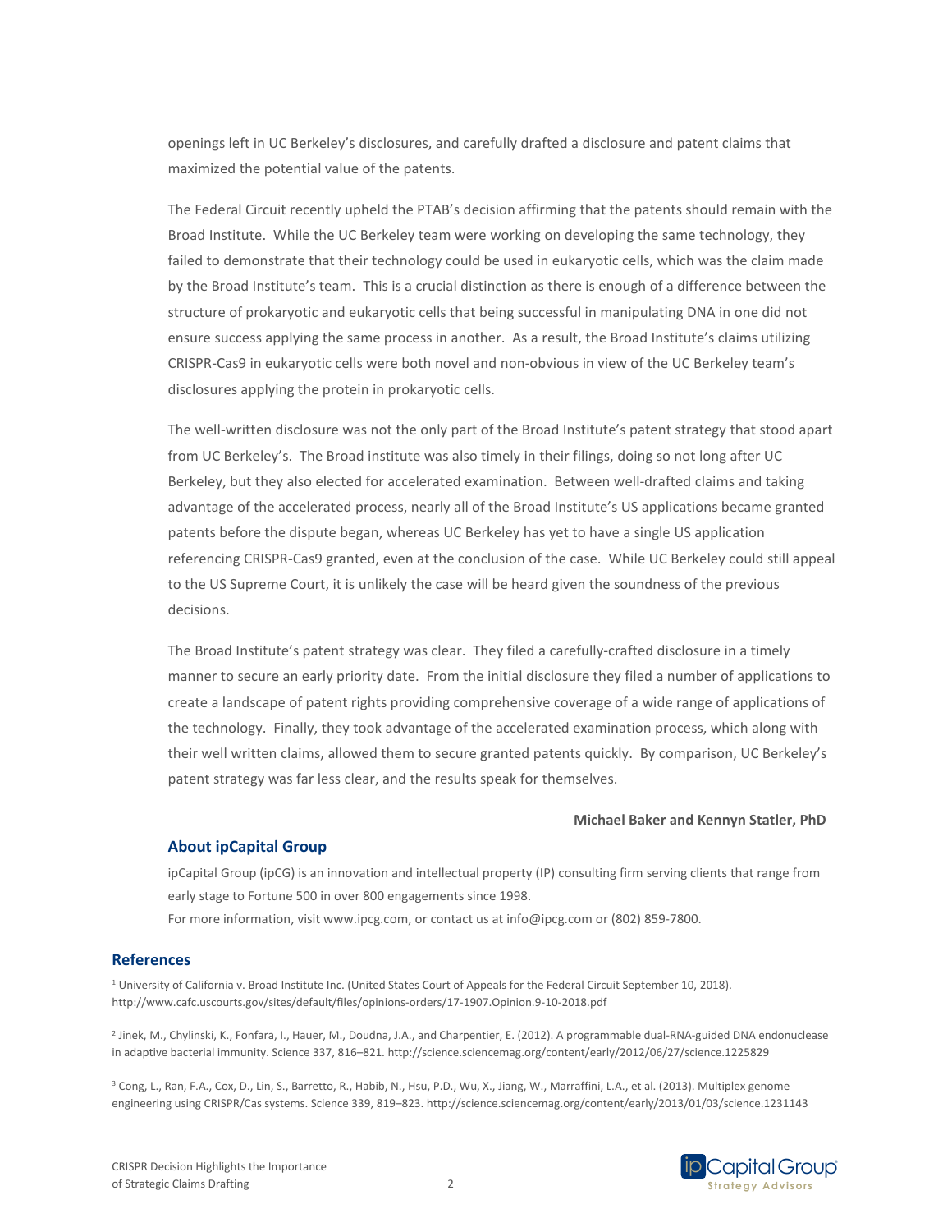openings left in UC Berkeley's disclosures, and carefully drafted a disclosure and patent claims that maximized the potential value of the patents.

The Federal Circuit recently upheld the PTAB's decision affirming that the patents should remain with the Broad Institute. While the UC Berkeley team were working on developing the same technology, they failed to demonstrate that their technology could be used in eukaryotic cells, which was the claim made by the Broad Institute's team. This is a crucial distinction as there is enough of a difference between the structure of prokaryotic and eukaryotic cells that being successful in manipulating DNA in one did not ensure success applying the same process in another. As a result, the Broad Institute's claims utilizing CRISPR-Cas9 in eukaryotic cells were both novel and non-obvious in view of the UC Berkeley team's disclosures applying the protein in prokaryotic cells.

The well-written disclosure was not the only part of the Broad Institute's patent strategy that stood apart from UC Berkeley's. The Broad institute was also timely in their filings, doing so not long after UC Berkeley, but they also elected for accelerated examination. Between well-drafted claims and taking advantage of the accelerated process, nearly all of the Broad Institute's US applications became granted patents before the dispute began, whereas UC Berkeley has yet to have a single US application referencing CRISPR-Cas9 granted, even at the conclusion of the case. While UC Berkeley could still appeal to the US Supreme Court, it is unlikely the case will be heard given the soundness of the previous decisions.

The Broad Institute's patent strategy was clear. They filed a carefully-crafted disclosure in a timely manner to secure an early priority date. From the initial disclosure they filed a number of applications to create a landscape of patent rights providing comprehensive coverage of a wide range of applications of the technology. Finally, they took advantage of the accelerated examination process, which along with their well written claims, allowed them to secure granted patents quickly. By comparison, UC Berkeley's patent strategy was far less clear, and the results speak for themselves.

**Michael Baker and Kennyn Statler, PhD**

## About ipCapital Group

ipCapital Group (ipCG) is an innovation and intellectual property (IP) consulting firm serving clients that range from early stage to Fortune 500 in over 800 engagements since 1998.
For more information, visit www.ipcg.com, or contact us at info@ipcg.com or (802) 859-7800.

## References

[1] University of California v. Broad Institute Inc. (United States Court of Appeals for the Federal Circuit September 10, 2018). http://www.cafc.uscourts.gov/sites/default/files/opinions-orders/17-1907.Opinion.9-10-2018.pdf

[2] Jinek, M., Chylinski, K., Fonfara, I., Hauer, M., Doudna, J.A., and Charpentier, E. (2012). A programmable dual-RNA-guided DNA endonuclease in adaptive bacterial immunity. Science 337, 816–821. http://science.sciencemag.org/content/early/2012/06/27/science.1225829

[3] Cong, L., Ran, F.A., Cox, D., Lin, S., Barretto, R., Habib, N., Hsu, P.D., Wu, X., Jiang, W., Marraffini, L.A., et al. (2013). Multiplex genome engineering using CRISPR/Cas systems. Science 339, 819–823. http://science.sciencemag.org/content/early/2013/01/03/science.1231143